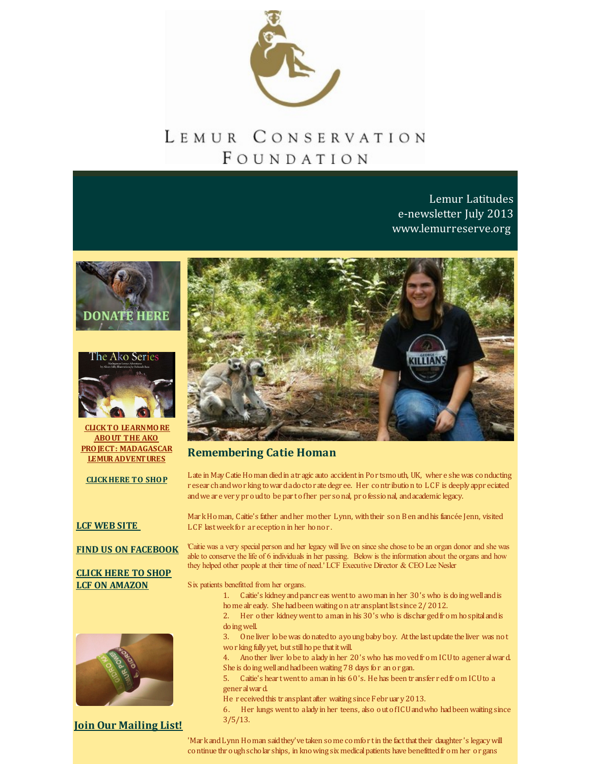# Lemur Conservation Foundation

Lemur Latitudes
e-newsletter July 2013
www.lemurreserve.org

DONATE HERE

The Ako Series

**CLICK TO LEARN MORE ABOUT THE AKO PROJECT: MADAGASCAR LEMUR ADVENTURES**

**CLICK HERE TO SHOP**

**LCF WEB SITE**

**FIND US ON FACEBOOK**

**CLICK HERE TO SHOP LCF ON AMAZON**

**Join Our Mailing List!**

## Remembering Catie Homan

Late in May Catie Homan died in a tragic auto accident in Portsmouth, UK, where she was conducting research and working toward a doctorate degree. Her contribution to LCF is deeply appreciated and we are very proud to be part of her personal, professional, and academic legacy.

Mark Homan, Caitie's father and her mother Lynn, with their son Ben and his fiancée Jenn, visited LCF last week for a reception in her honor.

'Caitie was a very special person and her legacy will live on since she chose to be an organ donor and she was able to conserve the life of 6 individuals in her passing. Below is the information about the organs and how they helped other people at their time of need.' LCF Executive Director & CEO Lee Nesler

Six patients benefitted from her organs.

1. Caitie's kidney and pancreas went to a woman in her 30's who is doing well and is home already. She had been waiting on a transplant list since 2/2012.
2. Her other kidney went to a man in his 30's who is discharged from hospital and is doing well.
3. One liver lobe was donated to a young baby boy. At the last update the liver was not working fully yet, but still hope that it will.
4. Another liver lobe to a lady in her 20's who has moved from ICU to a general ward. She is doing well and had been waiting 78 days for an organ.
5. Caitie's heart went to a man in his 60's. He has been transferred from ICU to a general ward.
   He received this transplant after waiting since February 2013.
6. Her lungs went to a lady in her teens, also out of ICU and who had been waiting since 3/5/13.

'Mark and Lynn Homan said they've taken some comfort in the fact that their daughter's legacy will continue through scholarships, in knowing six medical patients have benefitted from her organs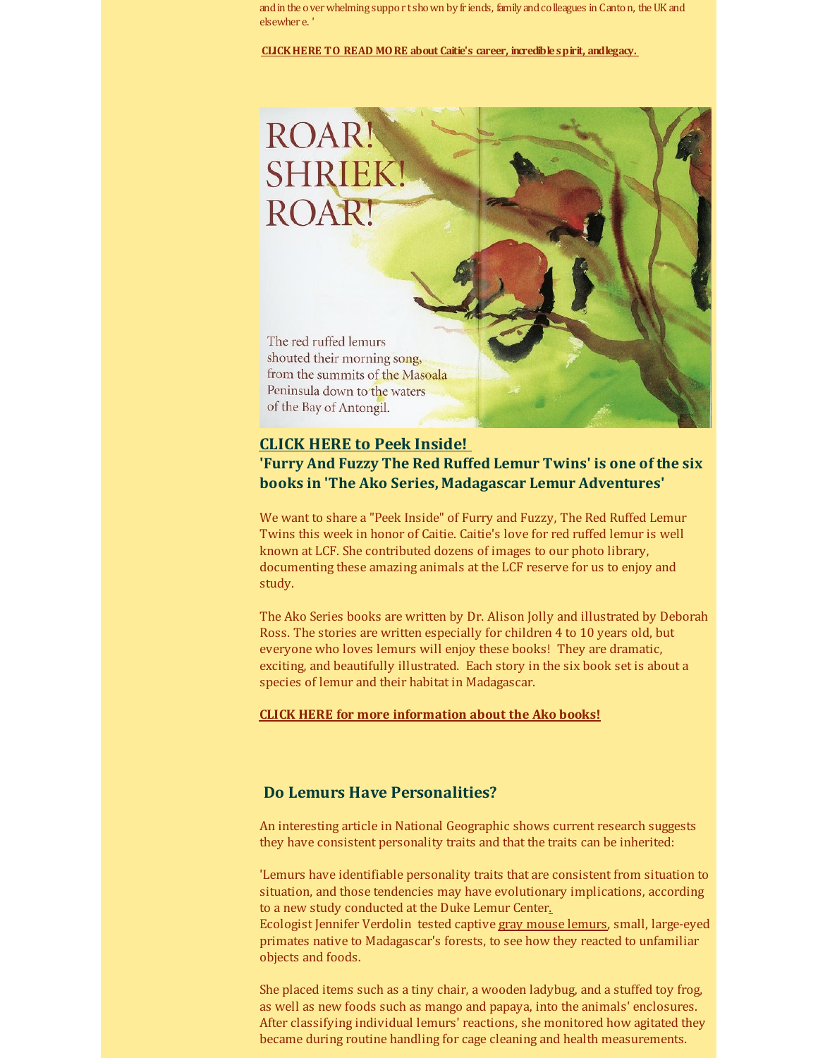and in the overwhelming support shown by friends, family and colleagues in Canton, the UK and elsewhere. '

**CLICK HERE TO READ MORE about Caitie's career, incredible spirit, and legacy.**

ROAR! SHRIEK! ROAR!

The red ruffed lemurs shouted their morning song, from the summits of the Masoala Peninsula down to the waters of the Bay of Antongil.

**CLICK HERE to Peek Inside!**

**'Furry And Fuzzy The Red Ruffed Lemur Twins' is one of the six books in 'The Ako Series, Madagascar Lemur Adventures'**

We want to share a "Peek Inside" of Furry and Fuzzy, The Red Ruffed Lemur Twins this week in honor of Caitie. Caitie's love for red ruffed lemur is well known at LCF. She contributed dozens of images to our photo library, documenting these amazing animals at the LCF reserve for us to enjoy and study.

The Ako Series books are written by Dr. Alison Jolly and illustrated by Deborah Ross. The stories are written especially for children 4 to 10 years old, but everyone who loves lemurs will enjoy these books! They are dramatic, exciting, and beautifully illustrated. Each story in the six book set is about a species of lemur and their habitat in Madagascar.

**CLICK HERE for more information about the Ako books!**

## Do Lemurs Have Personalities?

An interesting article in National Geographic shows current research suggests they have consistent personality traits and that the traits can be inherited:

'Lemurs have identifiable personality traits that are consistent from situation to situation, and those tendencies may have evolutionary implications, according to a new study conducted at the Duke Lemur Center.
Ecologist Jennifer Verdolin tested captive gray mouse lemurs, small, large-eyed primates native to Madagascar's forests, to see how they reacted to unfamiliar objects and foods.

She placed items such as a tiny chair, a wooden ladybug, and a stuffed toy frog, as well as new foods such as mango and papaya, into the animals' enclosures. After classifying individual lemurs' reactions, she monitored how agitated they became during routine handling for cage cleaning and health measurements.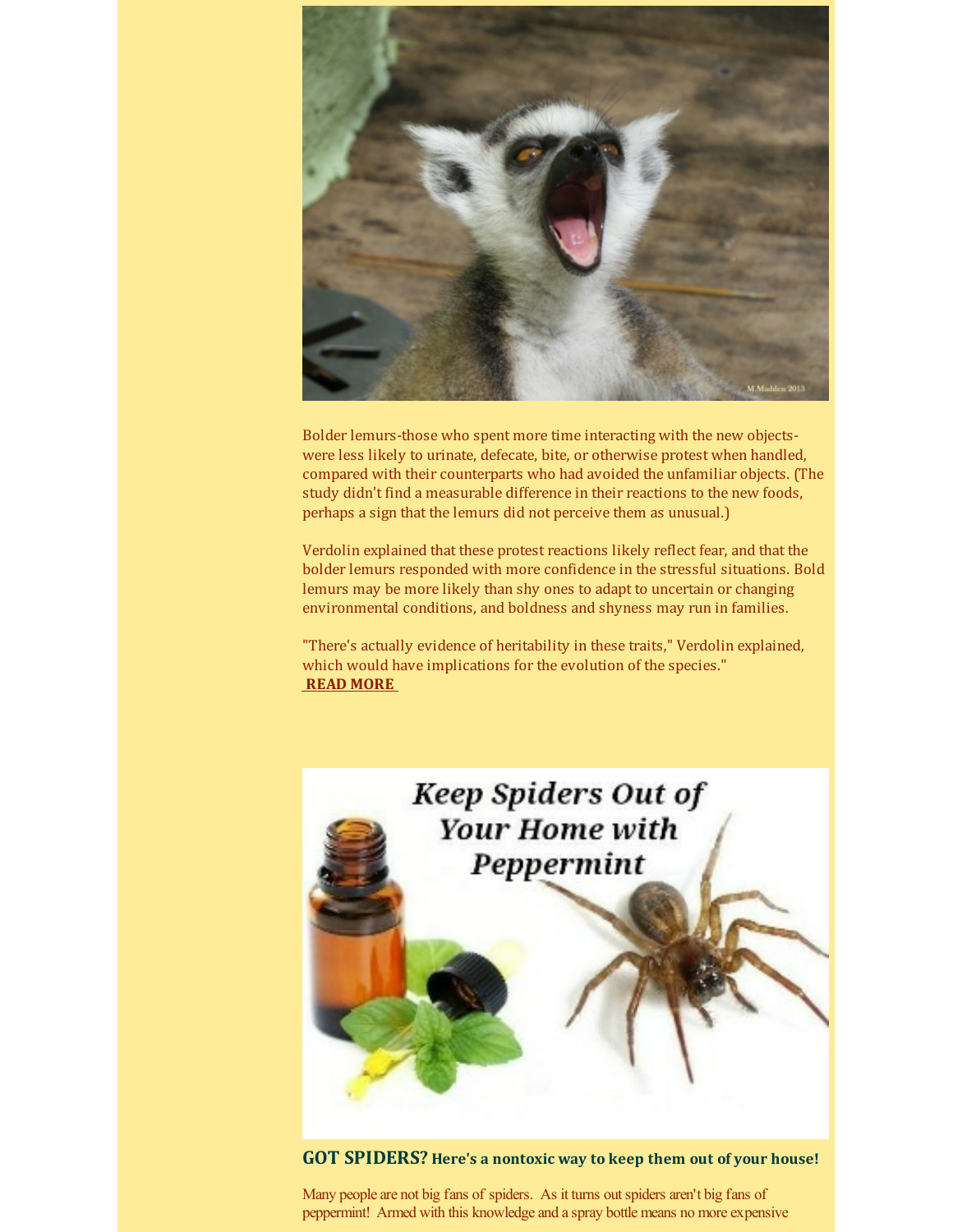Bolder lemurs-those who spent more time interacting with the new objects-were less likely to urinate, defecate, bite, or otherwise protest when handled, compared with their counterparts who had avoided the unfamiliar objects. (The study didn't find a measurable difference in their reactions to the new foods, perhaps a sign that the lemurs did not perceive them as unusual.)

Verdolin explained that these protest reactions likely reflect fear, and that the bolder lemurs responded with more confidence in the stressful situations. Bold lemurs may be more likely than shy ones to adapt to uncertain or changing environmental conditions, and boldness and shyness may run in families.

"There's actually evidence of heritability in these traits," Verdolin explained, which would have implications for the evolution of the species."
**READ MORE**

**GOT SPIDERS? Here's a nontoxic way to keep them out of your house!**

Many people are not big fans of spiders. As it turns out spiders aren't big fans of peppermint! Armed with this knowledge and a spray bottle means no more expensive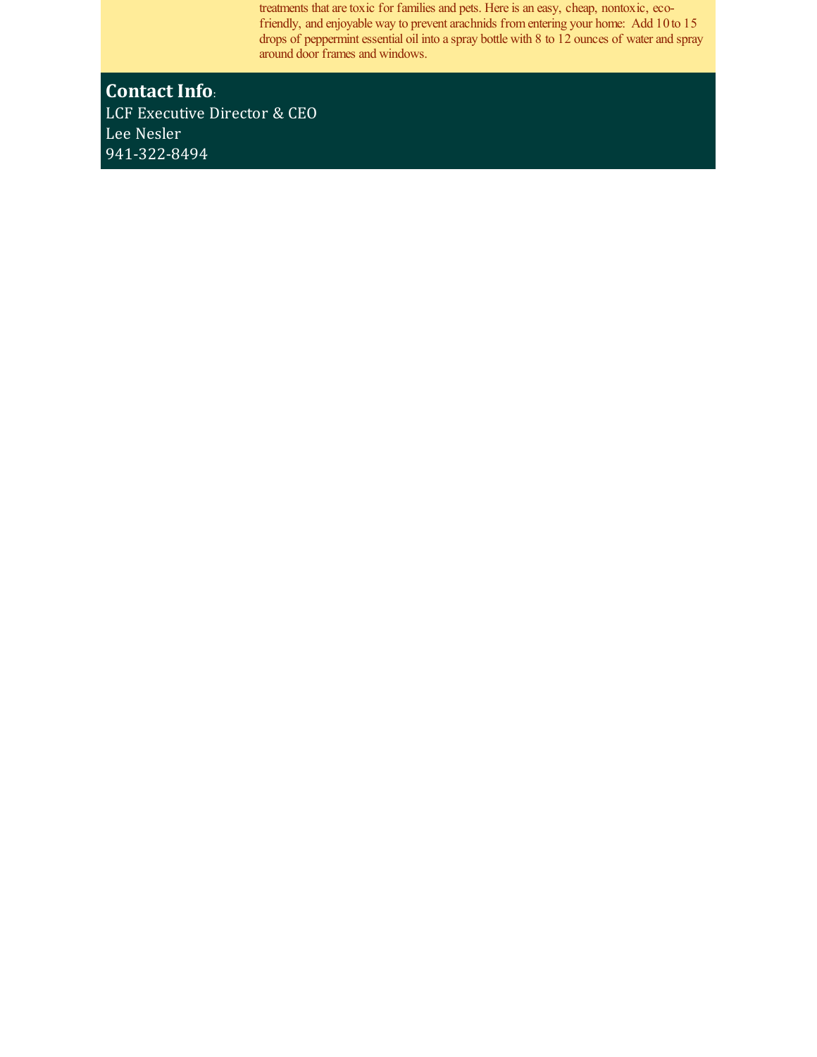treatments that are toxic for families and pets. Here is an easy, cheap, nontoxic, eco-friendly, and enjoyable way to prevent arachnids from entering your home: Add 10 to 15 drops of peppermint essential oil into a spray bottle with 8 to 12 ounces of water and spray around door frames and windows.

**Contact Info**:

LCF Executive Director & CEO

Lee Nesler

941-322-8494